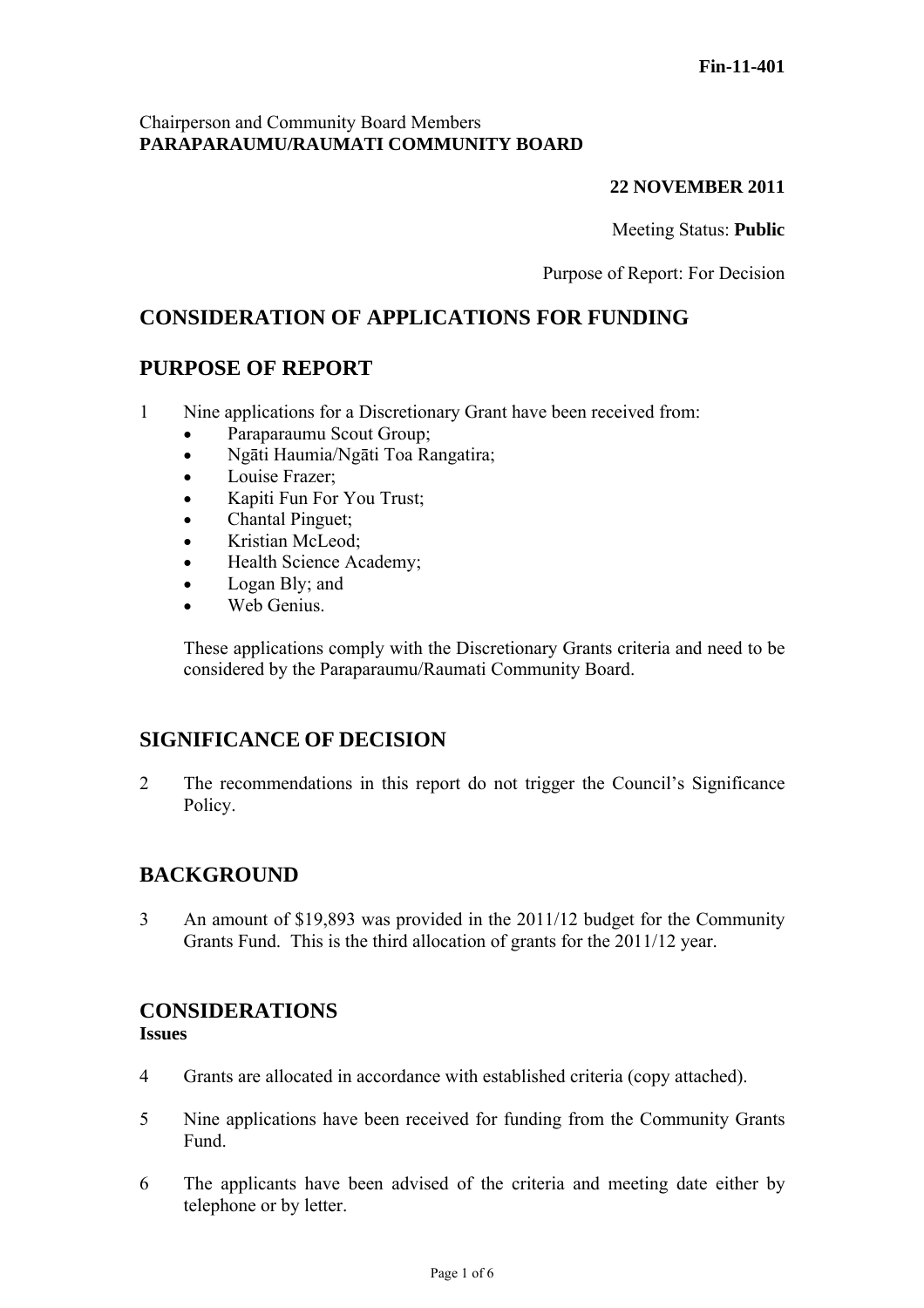**Fin-11-401**

Chairperson and Community Board Members
**PARAPARAUMU/RAUMATI COMMUNITY BOARD**

**22 NOVEMBER 2011**

Meeting Status: **Public**

Purpose of Report: For Decision

## CONSIDERATION OF APPLICATIONS FOR FUNDING

## PURPOSE OF REPORT

1 Nine applications for a Discretionary Grant have been received from:

- Paraparaumu Scout Group;
- Ngāti Haumia/Ngāti Toa Rangatira;
- Louise Frazer;
- Kapiti Fun For You Trust;
- Chantal Pinguet;
- Kristian McLeod;
- Health Science Academy;
- Logan Bly; and
- Web Genius.

These applications comply with the Discretionary Grants criteria and need to be considered by the Paraparaumu/Raumati Community Board.

## SIGNIFICANCE OF DECISION

2 The recommendations in this report do not trigger the Council's Significance Policy.

## BACKGROUND

3 An amount of $19,893 was provided in the 2011/12 budget for the Community Grants Fund. This is the third allocation of grants for the 2011/12 year.

## CONSIDERATIONS

### Issues

4 Grants are allocated in accordance with established criteria (copy attached).

5 Nine applications have been received for funding from the Community Grants Fund.

6 The applicants have been advised of the criteria and meeting date either by telephone or by letter.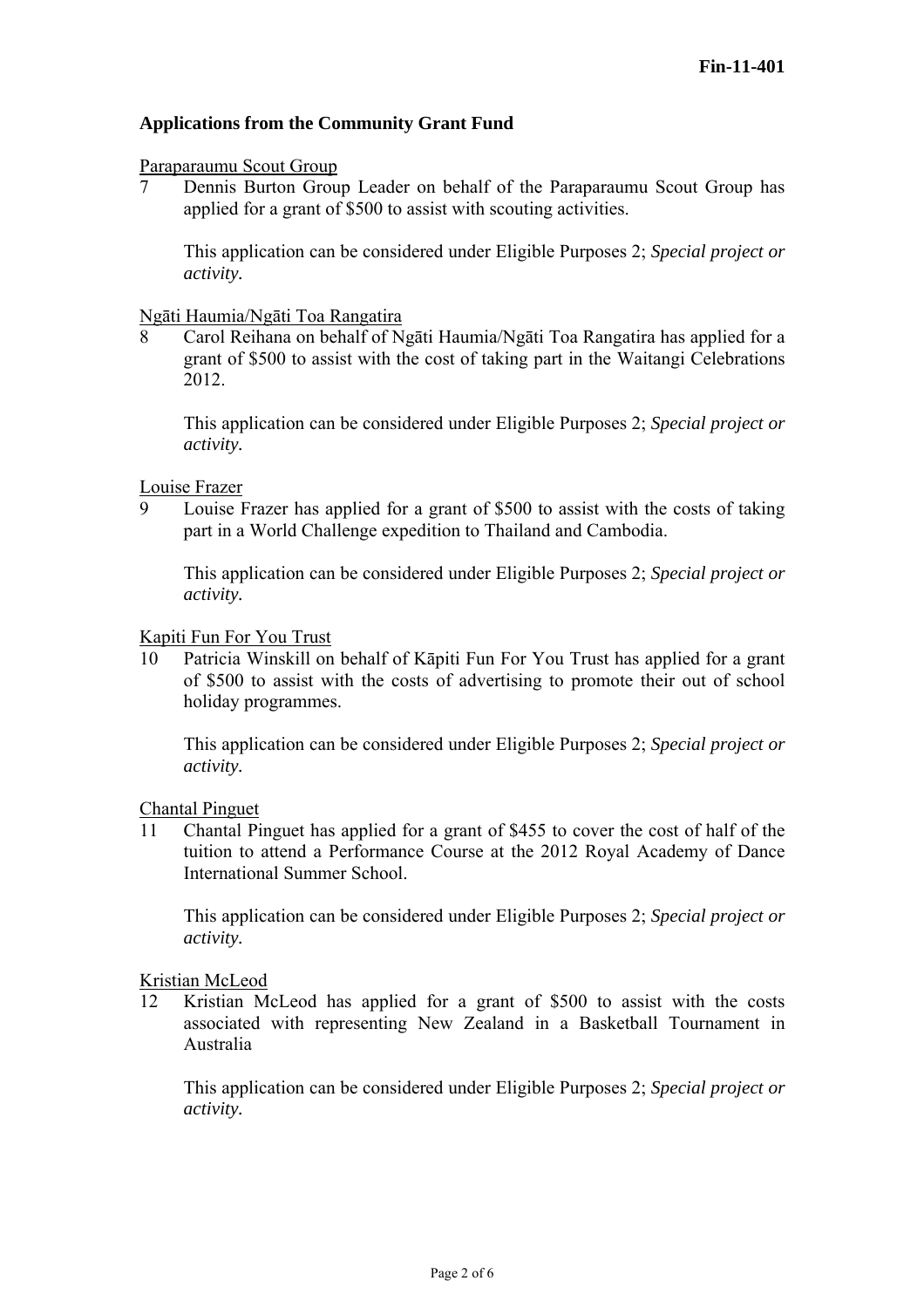**Fin-11-401**

**Applications from the Community Grant Fund**

Paraparaumu Scout Group

7 Dennis Burton Group Leader on behalf of the Paraparaumu Scout Group has applied for a grant of $500 to assist with scouting activities.

This application can be considered under Eligible Purposes 2; *Special project or activity.*

Ngāti Haumia/Ngāti Toa Rangatira

8 Carol Reihana on behalf of Ngāti Haumia/Ngāti Toa Rangatira has applied for a grant of $500 to assist with the cost of taking part in the Waitangi Celebrations 2012.

This application can be considered under Eligible Purposes 2; *Special project or activity.*

Louise Frazer

9 Louise Frazer has applied for a grant of $500 to assist with the costs of taking part in a World Challenge expedition to Thailand and Cambodia.

This application can be considered under Eligible Purposes 2; *Special project or activity.*

Kapiti Fun For You Trust

10 Patricia Winskill on behalf of Kāpiti Fun For You Trust has applied for a grant of $500 to assist with the costs of advertising to promote their out of school holiday programmes.

This application can be considered under Eligible Purposes 2; *Special project or activity.*

Chantal Pinguet

11 Chantal Pinguet has applied for a grant of $455 to cover the cost of half of the tuition to attend a Performance Course at the 2012 Royal Academy of Dance International Summer School.

This application can be considered under Eligible Purposes 2; *Special project or activity.*

Kristian McLeod

12 Kristian McLeod has applied for a grant of $500 to assist with the costs associated with representing New Zealand in a Basketball Tournament in Australia

This application can be considered under Eligible Purposes 2; *Special project or activity.*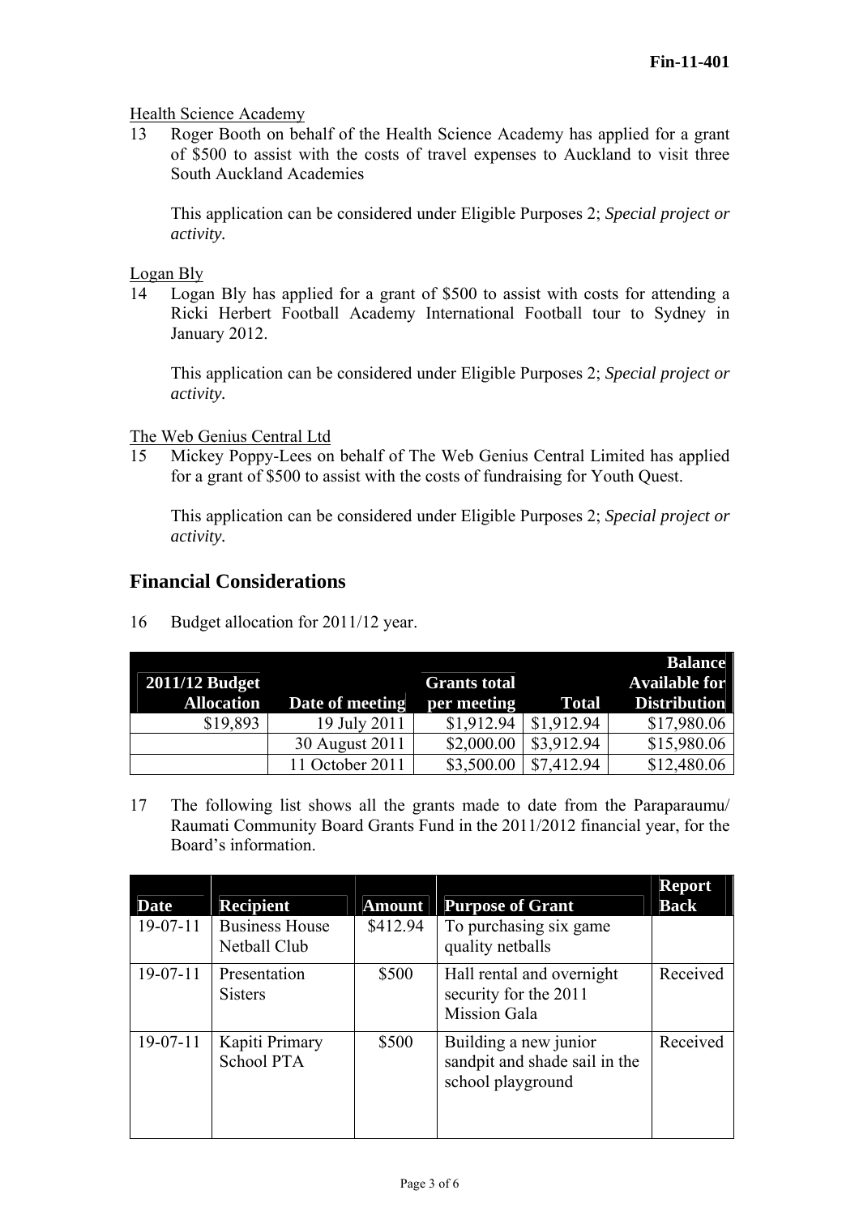Health Science Academy

13 Roger Booth on behalf of the Health Science Academy has applied for a grant of $500 to assist with the costs of travel expenses to Auckland to visit three South Auckland Academies

This application can be considered under Eligible Purposes 2; *Special project or activity.*

Logan Bly

14 Logan Bly has applied for a grant of $500 to assist with costs for attending a Ricki Herbert Football Academy International Football tour to Sydney in January 2012.

This application can be considered under Eligible Purposes 2; *Special project or activity.*

The Web Genius Central Ltd

15 Mickey Poppy-Lees on behalf of The Web Genius Central Limited has applied for a grant of $500 to assist with the costs of fundraising for Youth Quest.

This application can be considered under Eligible Purposes 2; *Special project or activity.*

## Financial Considerations

16 Budget allocation for 2011/12 year.

| 2011/12 Budget Allocation | Date of meeting | Grants total per meeting | Total | Balance Available for Distribution |
|---|---|---|---|---|
| $19,893 | 19 July 2011 | $1,912.94 | $1,912.94 | $17,980.06 |
| | 30 August 2011 | $2,000.00 | $3,912.94 | $15,980.06 |
| | 11 October 2011 | $3,500.00 | $7,412.94 | $12,480.06 |

17 The following list shows all the grants made to date from the Paraparaumu/ Raumati Community Board Grants Fund in the 2011/2012 financial year, for the Board's information.

| Date | Recipient | Amount | Purpose of Grant | Report Back |
|---|---|---|---|---|
| 19-07-11 | Business House Netball Club | $412.94 | To purchasing six game quality netballs | |
| 19-07-11 | Presentation Sisters | $500 | Hall rental and overnight security for the 2011 Mission Gala | Received |
| 19-07-11 | Kapiti Primary School PTA | $500 | Building a new junior sandpit and shade sail in the school playground | Received |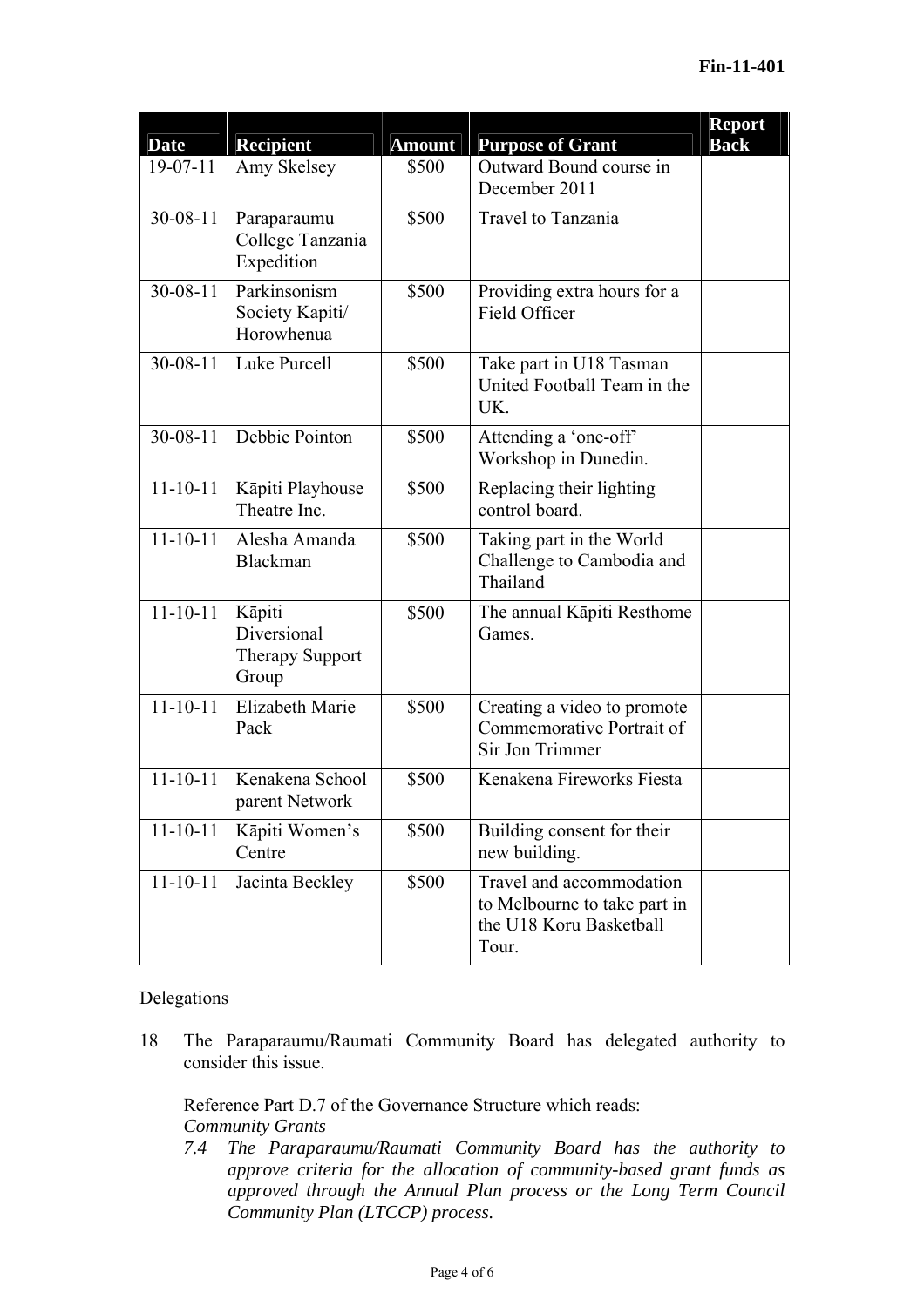| Date | Recipient | Amount | Purpose of Grant | Report Back |
|---|---|---|---|---|
| 19-07-11 | Amy Skelsey | $500 | Outward Bound course in December 2011 | |
| 30-08-11 | Paraparaumu College Tanzania Expedition | $500 | Travel to Tanzania | |
| 30-08-11 | Parkinsonism Society Kapiti/ Horowhenua | $500 | Providing extra hours for a Field Officer | |
| 30-08-11 | Luke Purcell | $500 | Take part in U18 Tasman United Football Team in the UK. | |
| 30-08-11 | Debbie Pointon | $500 | Attending a 'one-off' Workshop in Dunedin. | |
| 11-10-11 | Kāpiti Playhouse Theatre Inc. | $500 | Replacing their lighting control board. | |
| 11-10-11 | Alesha Amanda Blackman | $500 | Taking part in the World Challenge to Cambodia and Thailand | |
| 11-10-11 | Kāpiti Diversional Therapy Support Group | $500 | The annual Kāpiti Resthome Games. | |
| 11-10-11 | Elizabeth Marie Pack | $500 | Creating a video to promote Commemorative Portrait of Sir Jon Trimmer | |
| 11-10-11 | Kenakena School parent Network | $500 | Kenakena Fireworks Fiesta | |
| 11-10-11 | Kāpiti Women's Centre | $500 | Building consent for their new building. | |
| 11-10-11 | Jacinta Beckley | $500 | Travel and accommodation to Melbourne to take part in the U18 Koru Basketball Tour. | |

Delegations

18 The Paraparaumu/Raumati Community Board has delegated authority to consider this issue.

Reference Part D.7 of the Governance Structure which reads:
*Community Grants*

*7.4 The Paraparaumu/Raumati Community Board has the authority to approve criteria for the allocation of community-based grant funds as approved through the Annual Plan process or the Long Term Council Community Plan (LTCCP) process.*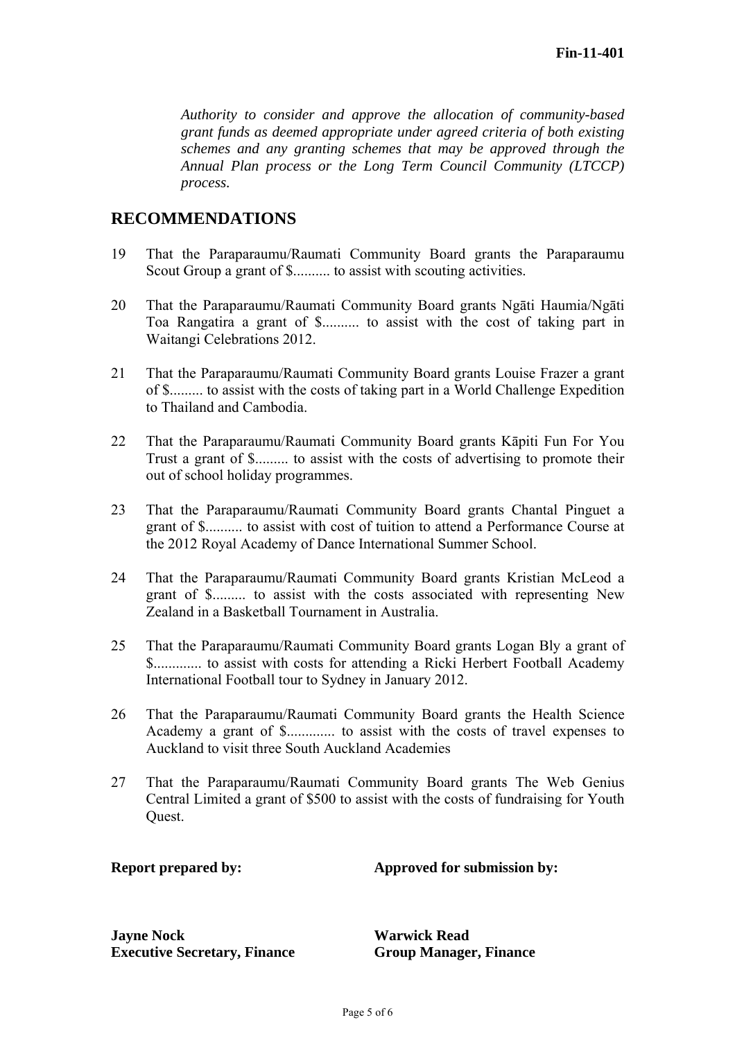*Authority to consider and approve the allocation of community-based grant funds as deemed appropriate under agreed criteria of both existing schemes and any granting schemes that may be approved through the Annual Plan process or the Long Term Council Community (LTCCP) process.*

## RECOMMENDATIONS

19 That the Paraparaumu/Raumati Community Board grants the Paraparaumu Scout Group a grant of $.......... to assist with scouting activities.

20 That the Paraparaumu/Raumati Community Board grants Ngāti Haumia/Ngāti Toa Rangatira a grant of $.......... to assist with the cost of taking part in Waitangi Celebrations 2012.

21 That the Paraparaumu/Raumati Community Board grants Louise Frazer a grant of $......... to assist with the costs of taking part in a World Challenge Expedition to Thailand and Cambodia.

22 That the Paraparaumu/Raumati Community Board grants Kāpiti Fun For You Trust a grant of $......... to assist with the costs of advertising to promote their out of school holiday programmes.

23 That the Paraparaumu/Raumati Community Board grants Chantal Pinguet a grant of $.......... to assist with cost of tuition to attend a Performance Course at the 2012 Royal Academy of Dance International Summer School.

24 That the Paraparaumu/Raumati Community Board grants Kristian McLeod a grant of $......... to assist with the costs associated with representing New Zealand in a Basketball Tournament in Australia.

25 That the Paraparaumu/Raumati Community Board grants Logan Bly a grant of $............. to assist with costs for attending a Ricki Herbert Football Academy International Football tour to Sydney in January 2012.

26 That the Paraparaumu/Raumati Community Board grants the Health Science Academy a grant of $............. to assist with the costs of travel expenses to Auckland to visit three South Auckland Academies

27 That the Paraparaumu/Raumati Community Board grants The Web Genius Central Limited a grant of $500 to assist with the costs of fundraising for Youth Quest.

**Report prepared by:**

**Jayne Nock**
**Executive Secretary, Finance**

**Approved for submission by:**

**Warwick Read**
**Group Manager, Finance**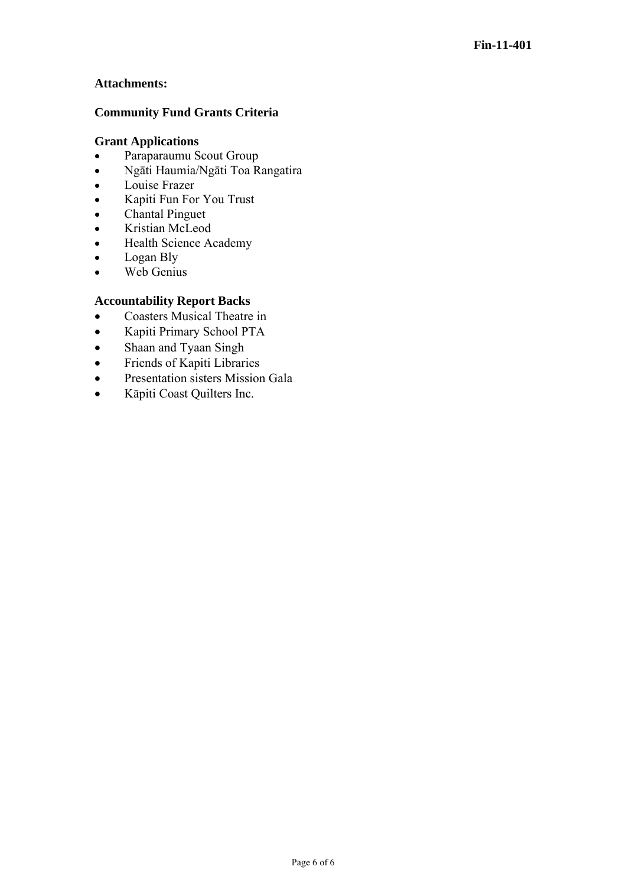**Attachments:**

**Community Fund Grants Criteria**

**Grant Applications**

- Paraparaumu Scout Group
- Ngāti Haumia/Ngāti Toa Rangatira
- Louise Frazer
- Kapiti Fun For You Trust
- Chantal Pinguet
- Kristian McLeod
- Health Science Academy
- Logan Bly
- Web Genius

**Accountability Report Backs**

- Coasters Musical Theatre in
- Kapiti Primary School PTA
- Shaan and Tyaan Singh
- Friends of Kapiti Libraries
- Presentation sisters Mission Gala
- Kāpiti Coast Quilters Inc.